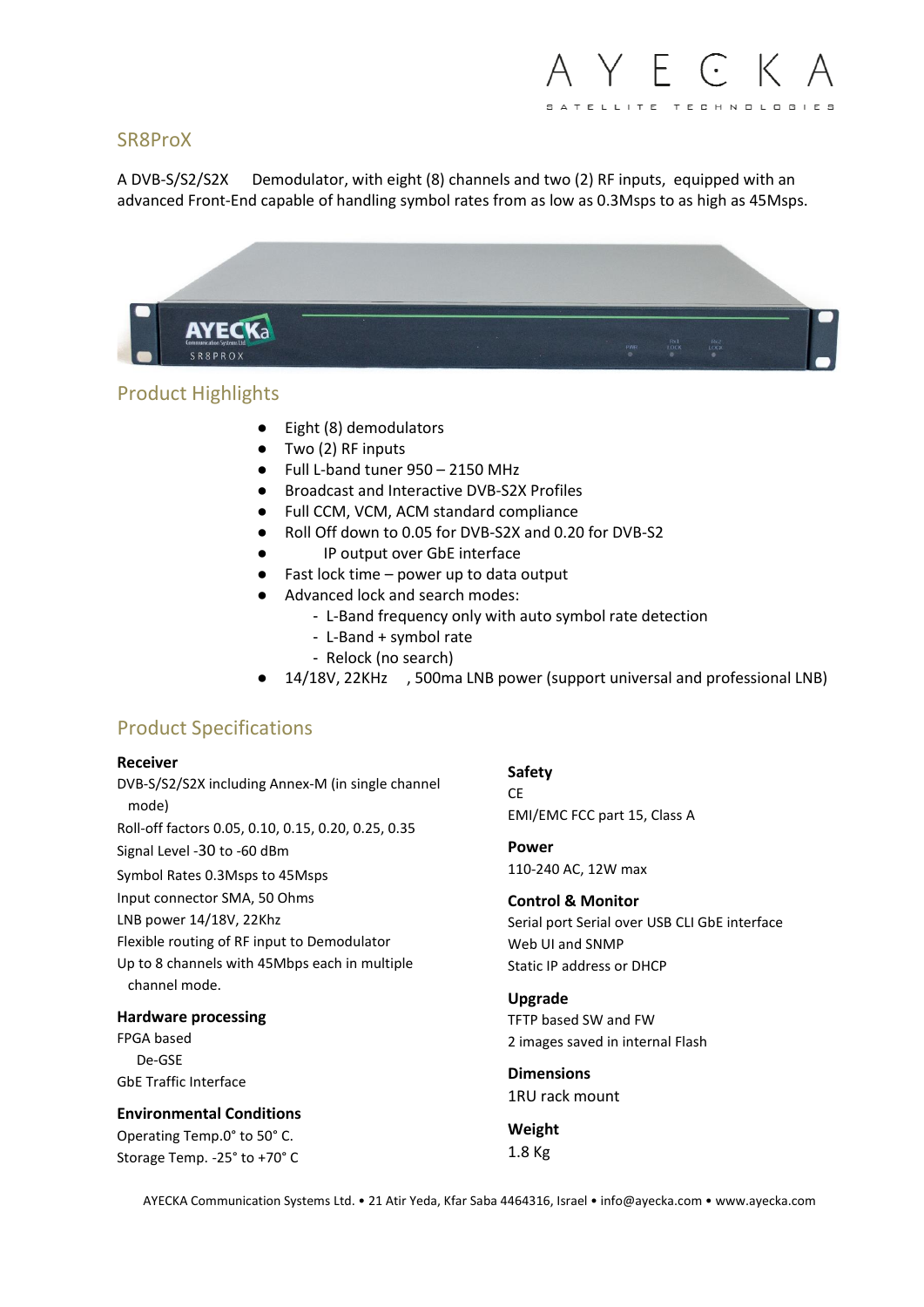# SR8ProX

A DVB-S/S2/S2X Demodulator, with eight (8) channels and two (2) RF inputs, equipped with an advanced Front-End capable of handling symbol rates from as low as 0.3Msps to as high as 45Msps.

## Product Highlights

- Eight (8) demodulators
- Two (2) RF inputs
- Full L-band tuner 950 – 2150 MHz
- Broadcast and Interactive DVB-S2X Profiles
- Full CCM, VCM, ACM standard compliance
- Roll Off down to 0.05 for DVB-S2X and 0.20 for DVB-S2
- IP output over GbE interface
- Fast lock time – power up to data output
- Advanced lock and search modes:
  - L-Band frequency only with auto symbol rate detection
  - L-Band + symbol rate
  - Relock (no search)
- 14/18V, 22KHz , 500ma LNB power (support universal and professional LNB)

## Product Specifications

### Receiver

DVB-S/S2/S2X including Annex-M (in single channel mode)
Roll-off factors 0.05, 0.10, 0.15, 0.20, 0.25, 0.35
Signal Level -30 to -60 dBm
Symbol Rates 0.3Msps to 45Msps
Input connector SMA, 50 Ohms
LNB power 14/18V, 22Khz
Flexible routing of RF input to Demodulator
Up to 8 channels with 45Mbps each in multiple channel mode.

### Hardware processing

FPGA based
De-GSE
GbE Traffic Interface

### Environmental Conditions

Operating Temp.0° to 50° C.
Storage Temp. -25° to +70° C

### Safety

CE
EMI/EMC FCC part 15, Class A

### Power

110-240 AC, 12W max

### Control & Monitor

Serial port Serial over USB CLI GbE interface
Web UI and SNMP
Static IP address or DHCP

### Upgrade

TFTP based SW and FW
2 images saved in internal Flash

### Dimensions

1RU rack mount

### Weight

1.8 Kg

AYECKA Communication Systems Ltd. • 21 Atir Yeda, Kfar Saba 4464316, Israel • info@ayecka.com • www.ayecka.com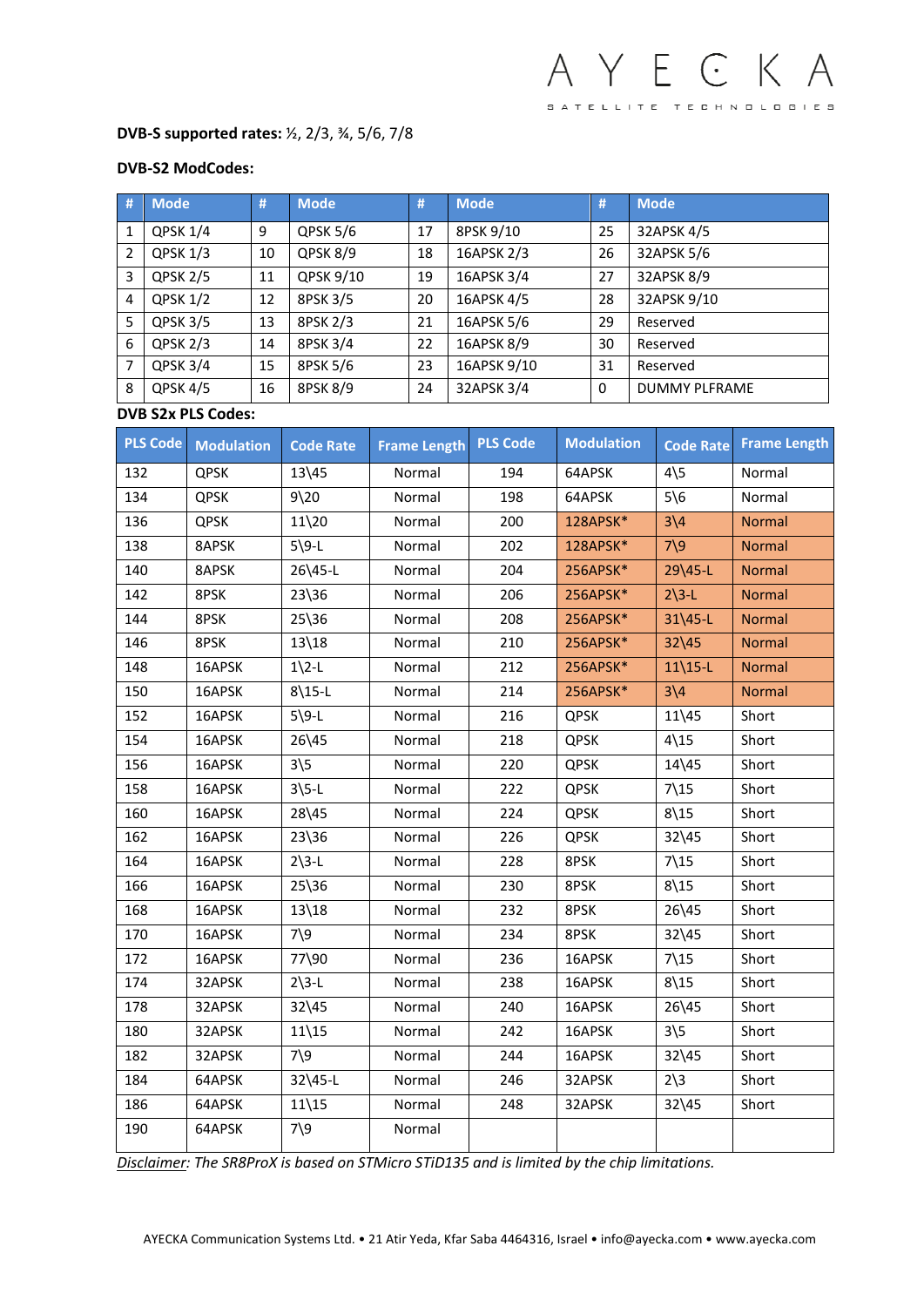**DVB-S supported rates:** ½, 2/3, ¾, 5/6, 7/8

**DVB-S2 ModCodes:**

| # | Mode | # | Mode | # | Mode | # | Mode |
|---|---|---|---|---|---|---|---|
| 1 | QPSK 1/4 | 9 | QPSK 5/6 | 17 | 8PSK 9/10 | 25 | 32APSK 4/5 |
| 2 | QPSK 1/3 | 10 | QPSK 8/9 | 18 | 16APSK 2/3 | 26 | 32APSK 5/6 |
| 3 | QPSK 2/5 | 11 | QPSK 9/10 | 19 | 16APSK 3/4 | 27 | 32APSK 8/9 |
| 4 | QPSK 1/2 | 12 | 8PSK 3/5 | 20 | 16APSK 4/5 | 28 | 32APSK 9/10 |
| 5 | QPSK 3/5 | 13 | 8PSK 2/3 | 21 | 16APSK 5/6 | 29 | Reserved |
| 6 | QPSK 2/3 | 14 | 8PSK 3/4 | 22 | 16APSK 8/9 | 30 | Reserved |
| 7 | QPSK 3/4 | 15 | 8PSK 5/6 | 23 | 16APSK 9/10 | 31 | Reserved |
| 8 | QPSK 4/5 | 16 | 8PSK 8/9 | 24 | 32APSK 3/4 | 0 | DUMMY PLFRAME |

**DVB S2x PLS Codes:**

| PLS Code | Modulation | Code Rate | Frame Length | PLS Code | Modulation | Code Rate | Frame Length |
|---|---|---|---|---|---|---|---|
| 132 | QPSK | 13\45 | Normal | 194 | 64APSK | 4\5 | Normal |
| 134 | QPSK | 9\20 | Normal | 198 | 64APSK | 5\6 | Normal |
| 136 | QPSK | 11\20 | Normal | 200 | 128APSK* | 3\4 | Normal |
| 138 | 8APSK | 5\9-L | Normal | 202 | 128APSK* | 7\9 | Normal |
| 140 | 8APSK | 26\45-L | Normal | 204 | 256APSK* | 29\45-L | Normal |
| 142 | 8PSK | 23\36 | Normal | 206 | 256APSK* | 2\3-L | Normal |
| 144 | 8PSK | 25\36 | Normal | 208 | 256APSK* | 31\45-L | Normal |
| 146 | 8PSK | 13\18 | Normal | 210 | 256APSK* | 32\45 | Normal |
| 148 | 16APSK | 1\2-L | Normal | 212 | 256APSK* | 11\15-L | Normal |
| 150 | 16APSK | 8\15-L | Normal | 214 | 256APSK* | 3\4 | Normal |
| 152 | 16APSK | 5\9-L | Normal | 216 | QPSK | 11\45 | Short |
| 154 | 16APSK | 26\45 | Normal | 218 | QPSK | 4\15 | Short |
| 156 | 16APSK | 3\5 | Normal | 220 | QPSK | 14\45 | Short |
| 158 | 16APSK | 3\5-L | Normal | 222 | QPSK | 7\15 | Short |
| 160 | 16APSK | 28\45 | Normal | 224 | QPSK | 8\15 | Short |
| 162 | 16APSK | 23\36 | Normal | 226 | QPSK | 32\45 | Short |
| 164 | 16APSK | 2\3-L | Normal | 228 | 8PSK | 7\15 | Short |
| 166 | 16APSK | 25\36 | Normal | 230 | 8PSK | 8\15 | Short |
| 168 | 16APSK | 13\18 | Normal | 232 | 8PSK | 26\45 | Short |
| 170 | 16APSK | 7\9 | Normal | 234 | 8PSK | 32\45 | Short |
| 172 | 16APSK | 77\90 | Normal | 236 | 16APSK | 7\15 | Short |
| 174 | 32APSK | 2\3-L | Normal | 238 | 16APSK | 8\15 | Short |
| 178 | 32APSK | 32\45 | Normal | 240 | 16APSK | 26\45 | Short |
| 180 | 32APSK | 11\15 | Normal | 242 | 16APSK | 3\5 | Short |
| 182 | 32APSK | 7\9 | Normal | 244 | 16APSK | 32\45 | Short |
| 184 | 64APSK | 32\45-L | Normal | 246 | 32APSK | 2\3 | Short |
| 186 | 64APSK | 11\15 | Normal | 248 | 32APSK | 32\45 | Short |
| 190 | 64APSK | 7\9 | Normal | | | | |

*Disclaimer: The SR8ProX is based on STMicro STiD135 and is limited by the chip limitations.*

AYECKA Communication Systems Ltd. • 21 Atir Yeda, Kfar Saba 4464316, Israel • info@ayecka.com • www.ayecka.com